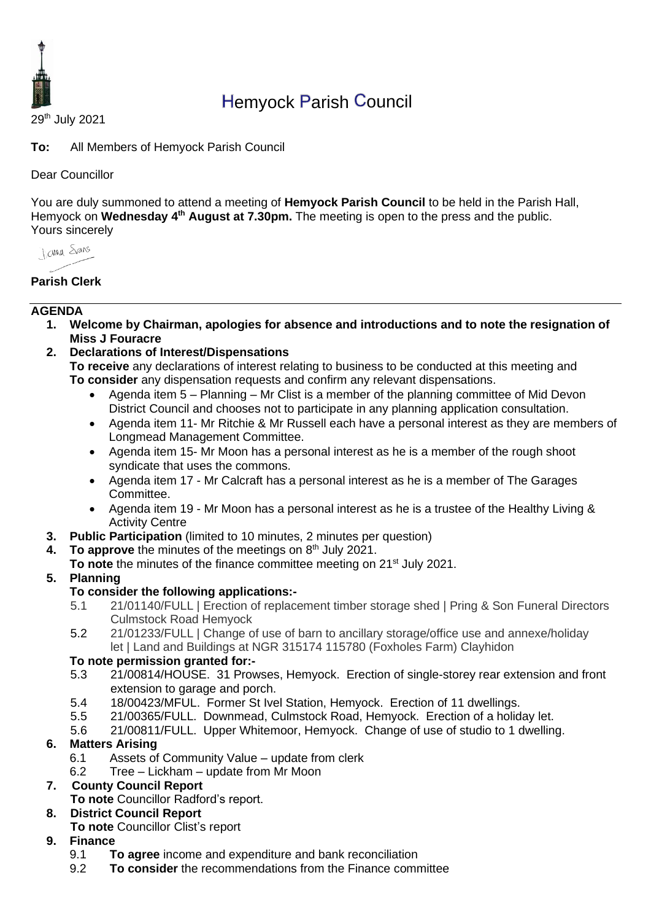# Hemyock Parish Council

29th July 2021

**To:** All Members of Hemyock Parish Council

Dear Councillor

You are duly summoned to attend a meeting of **Hemyock Parish Council** to be held in the Parish Hall, Hemyock on **Wednesday 4th August at 7.30pm.** The meeting is open to the press and the public.
Yours sincerely

Joanna Evans

**Parish Clerk**

---

## AGENDA

1. **Welcome by Chairman, apologies for absence and introductions and to note the resignation of Miss J Fouracre**
2. **Declarations of Interest/Dispensations**
   **To receive** any declarations of interest relating to business to be conducted at this meeting and **To consider** any dispensation requests and confirm any relevant dispensations.
   - Agenda item 5 – Planning – Mr Clist is a member of the planning committee of Mid Devon District Council and chooses not to participate in any planning application consultation.
   - Agenda item 11- Mr Ritchie & Mr Russell each have a personal interest as they are members of Longmead Management Committee.
   - Agenda item 15- Mr Moon has a personal interest as he is a member of the rough shoot syndicate that uses the commons.
   - Agenda item 17 - Mr Calcraft has a personal interest as he is a member of The Garages Committee.
   - Agenda item 19 - Mr Moon has a personal interest as he is a trustee of the Healthy Living & Activity Centre
3. **Public Participation** (limited to 10 minutes, 2 minutes per question)
4. **To approve** the minutes of the meetings on 8th July 2021.
   **To note** the minutes of the finance committee meeting on 21st July 2021.
5. **Planning**
   **To consider the following applications:-**
   5.1 21/01140/FULL | Erection of replacement timber storage shed | Pring & Son Funeral Directors Culmstock Road Hemyock
   5.2 21/01233/FULL | Change of use of barn to ancillary storage/office use and annexe/holiday let | Land and Buildings at NGR 315174 115780 (Foxholes Farm) Clayhidon
   **To note permission granted for:-**
   5.3 21/00814/HOUSE. 31 Prowses, Hemyock. Erection of single-storey rear extension and front extension to garage and porch.
   5.4 18/00423/MFUL. Former St Ivel Station, Hemyock. Erection of 11 dwellings.
   5.5 21/00365/FULL. Downmead, Culmstock Road, Hemyock. Erection of a holiday let.
   5.6 21/00811/FULL. Upper Whitemoor, Hemyock. Change of use of studio to 1 dwelling.
6. **Matters Arising**
   6.1 Assets of Community Value – update from clerk
   6.2 Tree – Lickham – update from Mr Moon
7. **County Council Report**
   **To note** Councillor Radford's report.
8. **District Council Report**
   **To note** Councillor Clist's report
9. **Finance**
   9.1 **To agree** income and expenditure and bank reconciliation
   9.2 **To consider** the recommendations from the Finance committee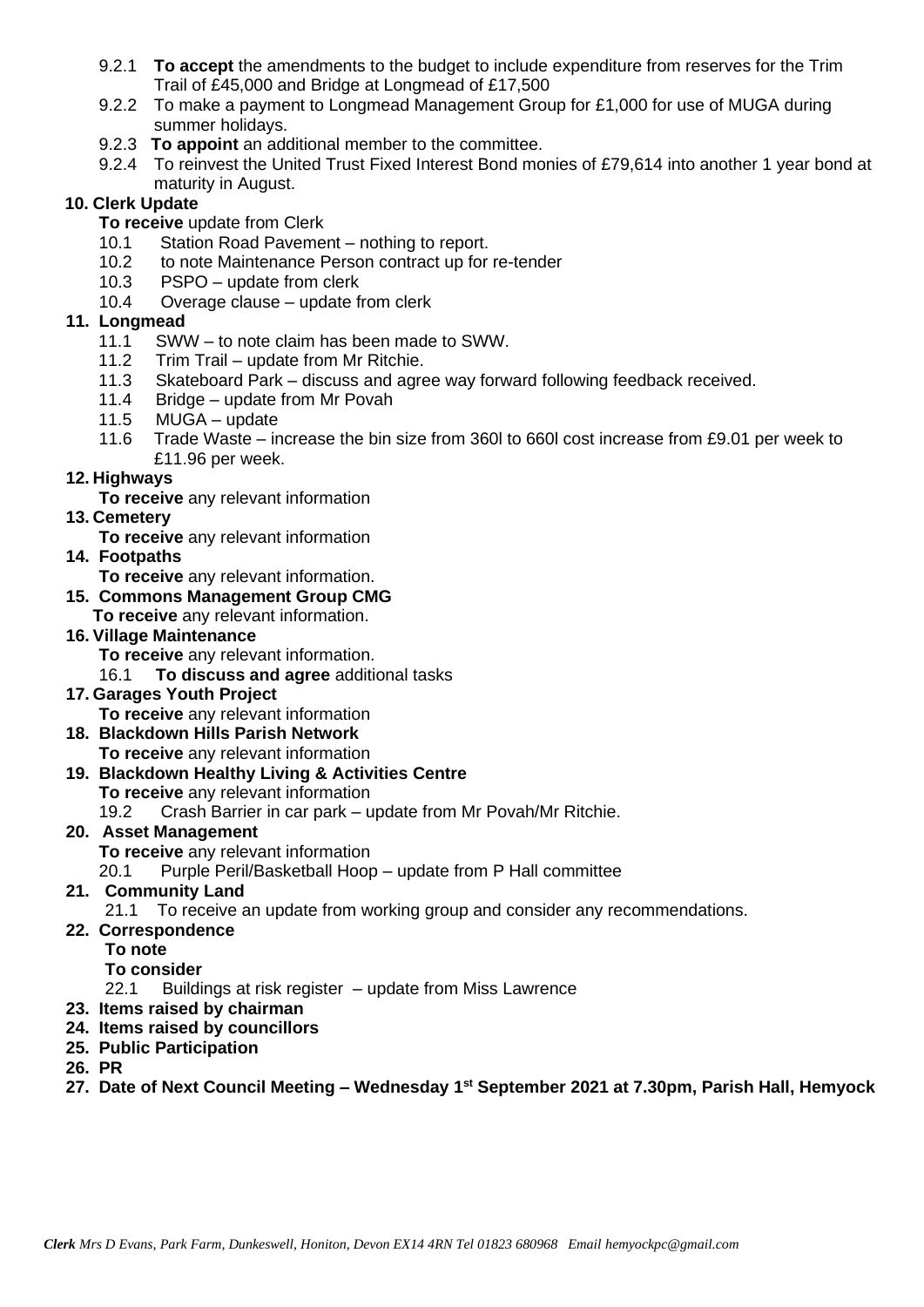- 9.2.1 **To accept** the amendments to the budget to include expenditure from reserves for the Trim Trail of £45,000 and Bridge at Longmead of £17,500
- 9.2.2 To make a payment to Longmead Management Group for £1,000 for use of MUGA during summer holidays.
- 9.2.3 **To appoint** an additional member to the committee.
- 9.2.4 To reinvest the United Trust Fixed Interest Bond monies of £79,614 into another 1 year bond at maturity in August.

**10. Clerk Update**

**To receive** update from Clerk

- 10.1 Station Road Pavement – nothing to report.
- 10.2 to note Maintenance Person contract up for re-tender
- 10.3 PSPO – update from clerk
- 10.4 Overage clause – update from clerk

**11. Longmead**

- 11.1 SWW – to note claim has been made to SWW.
- 11.2 Trim Trail – update from Mr Ritchie.
- 11.3 Skateboard Park – discuss and agree way forward following feedback received.
- 11.4 Bridge – update from Mr Povah
- 11.5 MUGA – update
- 11.6 Trade Waste – increase the bin size from 360l to 660l cost increase from £9.01 per week to £11.96 per week.

**12. Highways**

**To receive** any relevant information

**13. Cemetery**

**To receive** any relevant information

**14. Footpaths**

**To receive** any relevant information.

**15. Commons Management Group CMG**

**To receive** any relevant information.

**16. Village Maintenance**

**To receive** any relevant information.

- 16.1 **To discuss and agree** additional tasks

**17. Garages Youth Project**

**To receive** any relevant information

**18. Blackdown Hills Parish Network**

**To receive** any relevant information

**19. Blackdown Healthy Living & Activities Centre**

**To receive** any relevant information

- 19.2 Crash Barrier in car park – update from Mr Povah/Mr Ritchie.

**20. Asset Management**

**To receive** any relevant information

- 20.1 Purple Peril/Basketball Hoop – update from P Hall committee

**21. Community Land**

- 21.1 To receive an update from working group and consider any recommendations.

**22. Correspondence**

**To note**

**To consider**

- 22.1 Buildings at risk register – update from Miss Lawrence

**23. Items raised by chairman**

**24. Items raised by councillors**

**25. Public Participation**

**26. PR**

**27. Date of Next Council Meeting – Wednesday 1st September 2021 at 7.30pm, Parish Hall, Hemyock**

***Clerk*** *Mrs D Evans, Park Farm, Dunkeswell, Honiton, Devon EX14 4RN Tel 01823 680968 Email hemyockpc@gmail.com*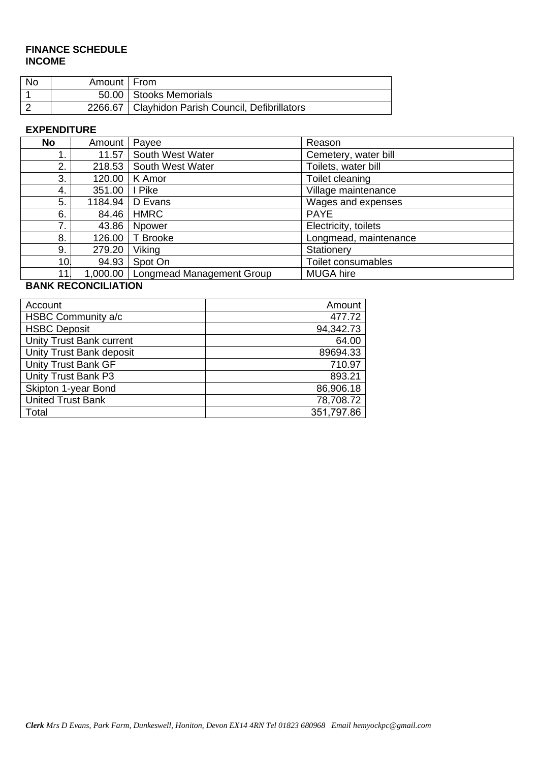**FINANCE SCHEDULE**
**INCOME**

| No | Amount | From |
|---|---|---|
| 1 | 50.00 | Stooks Memorials |
| 2 | 2266.67 | Clayhidon Parish Council, Defibrillators |

**EXPENDITURE**

| No | Amount | Payee | Reason |
|---|---|---|---|
| 1. | 11.57 | South West Water | Cemetery, water bill |
| 2. | 218.53 | South West Water | Toilets, water bill |
| 3. | 120.00 | K Amor | Toilet cleaning |
| 4. | 351.00 | I Pike | Village maintenance |
| 5. | 1184.94 | D Evans | Wages and expenses |
| 6. | 84.46 | HMRC | PAYE |
| 7. | 43.86 | Npower | Electricity, toilets |
| 8. | 126.00 | T Brooke | Longmead, maintenance |
| 9. | 279.20 | Viking | Stationery |
| 10. | 94.93 | Spot On | Toilet consumables |
| 11. | 1,000.00 | Longmead Management Group | MUGA hire |

**BANK RECONCILIATION**

| Account | Amount |
|---|---|
| HSBC Community a/c | 477.72 |
| HSBC Deposit | 94,342.73 |
| Unity Trust Bank current | 64.00 |
| Unity Trust Bank deposit | 89694.33 |
| Unity Trust Bank GF | 710.97 |
| Unity Trust Bank P3 | 893.21 |
| Skipton 1-year Bond | 86,906.18 |
| United Trust Bank | 78,708.72 |
| Total | 351,797.86 |

***Clerk** Mrs D Evans, Park Farm, Dunkeswell, Honiton, Devon EX14 4RN Tel 01823 680968 Email hemyockpc@gmail.com*